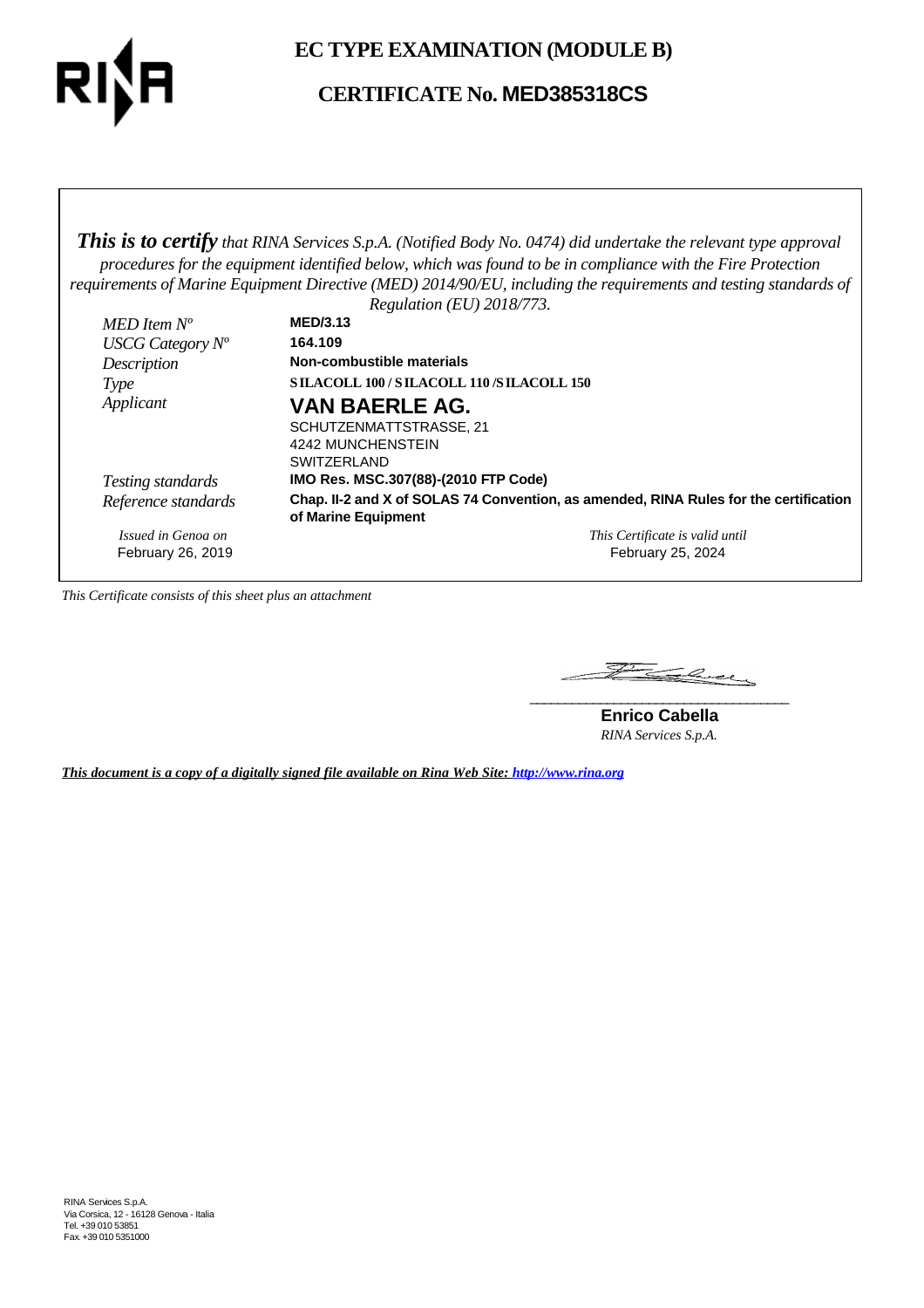# EC TYPE EXAMINATION (MODULE B)

## CERTIFICATE No. MED385318CS

***This is to certify*** *that RINA Services S.p.A. (Notified Body No. 0474) did undertake the relevant type approval procedures for the equipment identified below, which was found to be in compliance with the Fire Protection requirements of Marine Equipment Directive (MED) 2014/90/EU, including the requirements and testing standards of Regulation (EU) 2018/773.*

| | |
|---|---|
| *MED Item Nº* | **MED/3.13** |
| *USCG Category Nº* | **164.109** |
| *Description* | **Non-combustible materials** |
| *Type* | **SILACOLL 100 / SILACOLL 110 /SILACOLL 150** |
| *Applicant* | **VAN BAERLE AG.**<br>SCHUTZENMATTSTRASSE, 21<br>4242 MUNCHENSTEIN<br>SWITZERLAND |
| *Testing standards* | **IMO Res. MSC.307(88)-(2010 FTP Code)** |
| *Reference standards* | **Chap. II-2 and X of SOLAS 74 Convention, as amended, RINA Rules for the certification of Marine Equipment** |

*Issued in Genoa on*
February 26, 2019

*This Certificate is valid until*
February 25, 2024

*This Certificate consists of this sheet plus an attachment*

**Enrico Cabella**
*RINA Services S.p.A.*

***This document is a copy of a digitally signed file available on Rina Web Site: [http://www.rina.org](http://www.rina.org)***

RINA Services S.p.A.
Via Corsica, 12 - 16128 Genova - Italia
Tel. +39 010 53851
Fax +39 010 5351000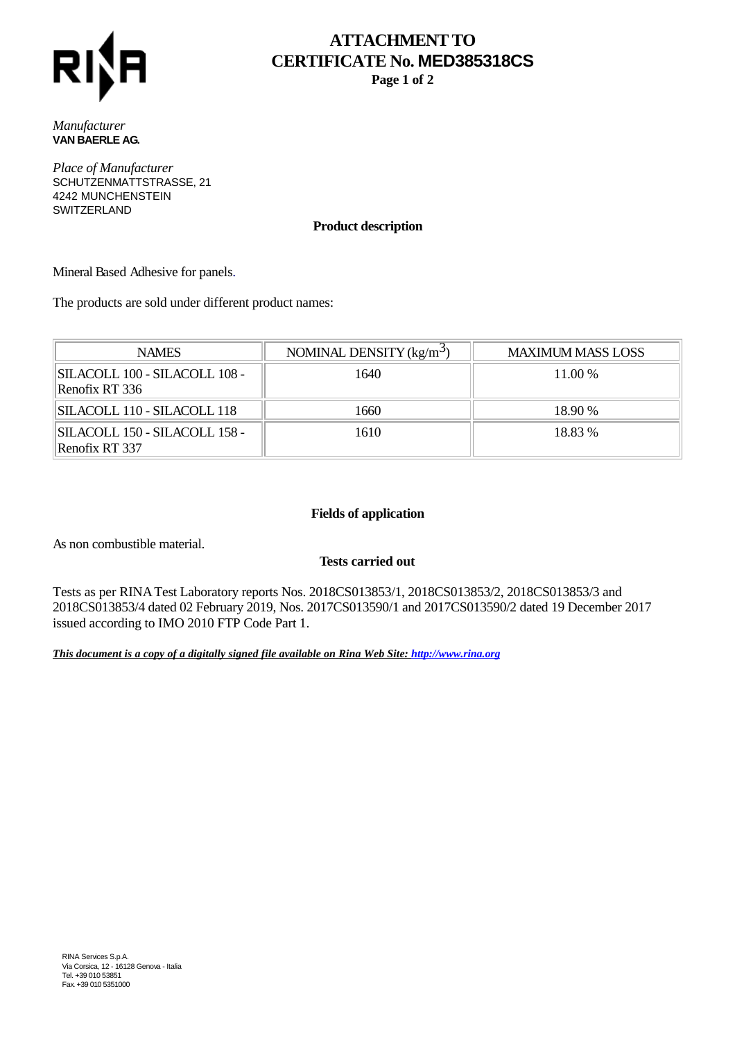# ATTACHMENT TO CERTIFICATE No. MED385318CS

*Manufacturer*
**VAN BAERLE AG.**

*Place of Manufacturer*
SCHUTZENMATTSTRASSE, 21
4242 MUNCHENSTEIN
SWITZERLAND

### Product description

Mineral Based Adhesive for panels.

The products are sold under different product names:

| NAMES | NOMINAL DENSITY ($kg/m^3$) | MAXIMUM MASS LOSS |
|---|---|---|
| SILACOLL 100 - SILACOLL 108 - Renofix RT 336 | 1640 | 11.00 % |
| SILACOLL 110 - SILACOLL 118 | 1660 | 18.90 % |
| SILACOLL 150 - SILACOLL 158 - Renofix RT 337 | 1610 | 18.83 % |

### Fields of application

As non combustible material.

### Tests carried out

Tests as per RINA Test Laboratory reports Nos. 2018CS013853/1, 2018CS013853/2, 2018CS013853/3 and 2018CS013853/4 dated 02 February 2019, Nos. 2017CS013590/1 and 2017CS013590/2 dated 19 December 2017 issued according to IMO 2010 FTP Code Part 1.

***This document is a copy of a digitally signed file available on Rina Web Site: http://www.rina.org***

RINA Services S.p.A.
Via Corsica, 12 - 16128 Genova - Italia
Tel. +39 010 53851
Fax +39 010 5351000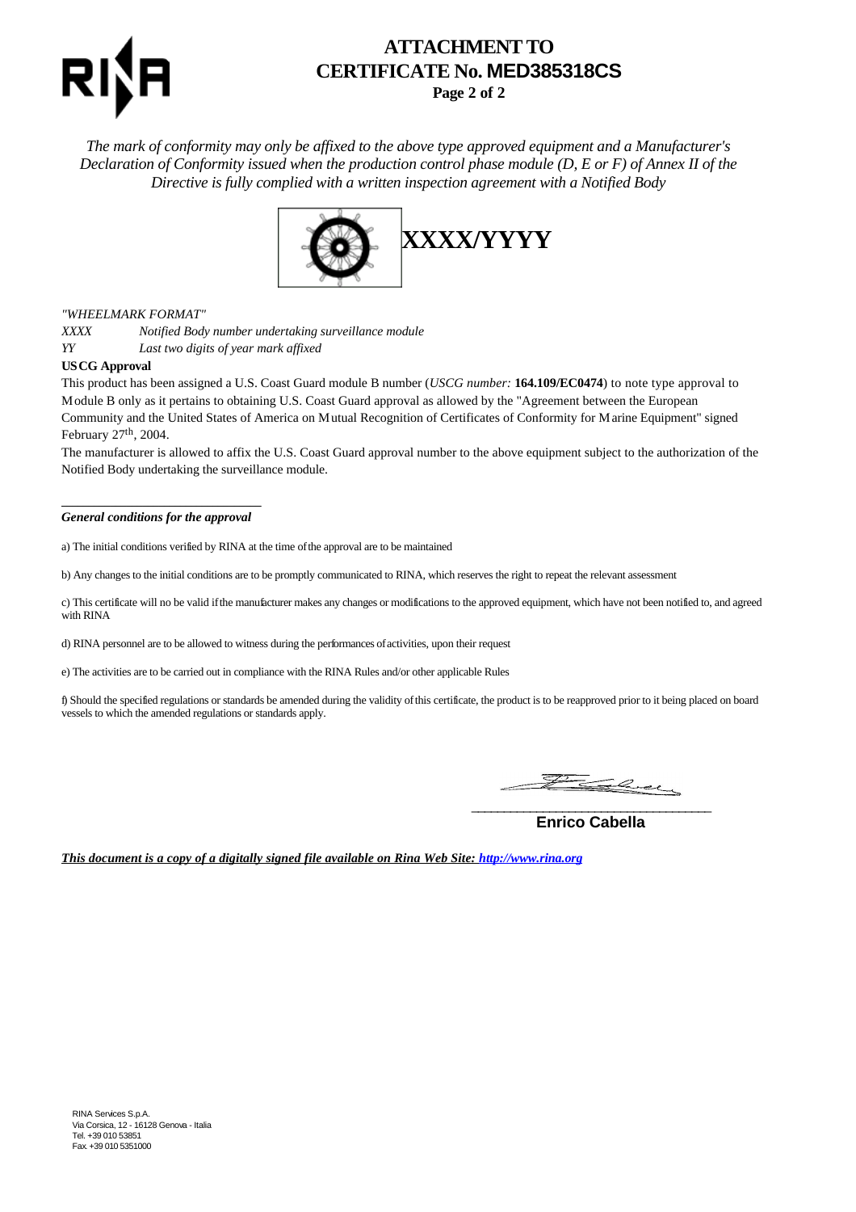# ATTACHMENT TO CERTIFICATE No. MED385318CS

*The mark of conformity may only be affixed to the above type approved equipment and a Manufacturer's Declaration of Conformity issued when the production control phase module (D, E or F) of Annex II of the Directive is fully complied with a written inspection agreement with a Notified Body*

**XXXX/YYYY**

*"WHEELMARK FORMAT"*

*XXXX* *Notified Body number undertaking surveillance module*

*YY* *Last two digits of year mark affixed*

**USCG Approval**

This product has been assigned a U.S. Coast Guard module B number (*USCG number:* **164.109/EC0474**) to note type approval to Module B only as it pertains to obtaining U.S. Coast Guard approval as allowed by the "Agreement between the European Community and the United States of America on Mutual Recognition of Certificates of Conformity for Marine Equipment" signed February 27th, 2004.

The manufacturer is allowed to affix the U.S. Coast Guard approval number to the above equipment subject to the authorization of the Notified Body undertaking the surveillance module.

***General conditions for the approval***

a) The initial conditions verified by RINA at the time of the approval are to be maintained

b) Any changes to the initial conditions are to be promptly communicated to RINA, which reserves the right to repeat the relevant assessment

c) This certificate will no be valid if the manufacturer makes any changes or modifications to the approved equipment, which have not been notified to, and agreed with RINA

d) RINA personnel are to be allowed to witness during the performances of activities, upon their request

e) The activities are to be carried out in compliance with the RINA Rules and/or other applicable Rules

f) Should the specified regulations or standards be amended during the validity of this certificate, the product is to be reapproved prior to it being placed on board vessels to which the amended regulations or standards apply.

**Enrico Cabella**

***This document is a copy of a digitally signed file available on Rina Web Site: [http://www.rina.org](http://www.rina.org)***

RINA Services S.p.A.
Via Corsica, 12 - 16128 Genova - Italia
Tel. +39 010 53851
Fax +39 010 5351000